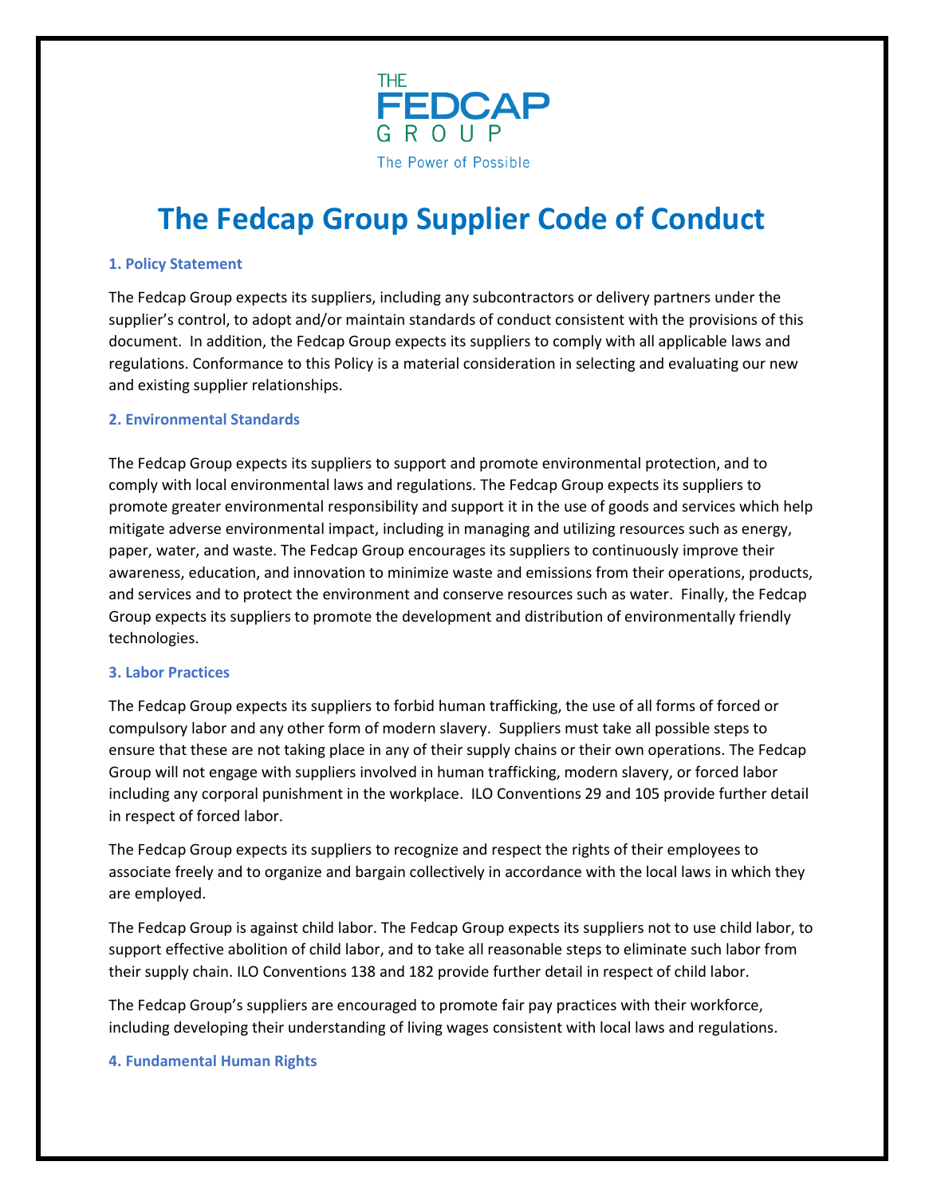# The Fedcap Group Supplier Code of Conduct

### 1. Policy Statement

The Fedcap Group expects its suppliers, including any subcontractors or delivery partners under the supplier's control, to adopt and/or maintain standards of conduct consistent with the provisions of this document. In addition, the Fedcap Group expects its suppliers to comply with all applicable laws and regulations. Conformance to this Policy is a material consideration in selecting and evaluating our new and existing supplier relationships.

### 2. Environmental Standards

The Fedcap Group expects its suppliers to support and promote environmental protection, and to comply with local environmental laws and regulations. The Fedcap Group expects its suppliers to promote greater environmental responsibility and support it in the use of goods and services which help mitigate adverse environmental impact, including in managing and utilizing resources such as energy, paper, water, and waste. The Fedcap Group encourages its suppliers to continuously improve their awareness, education, and innovation to minimize waste and emissions from their operations, products, and services and to protect the environment and conserve resources such as water. Finally, the Fedcap Group expects its suppliers to promote the development and distribution of environmentally friendly technologies.

### 3. Labor Practices

The Fedcap Group expects its suppliers to forbid human trafficking, the use of all forms of forced or compulsory labor and any other form of modern slavery. Suppliers must take all possible steps to ensure that these are not taking place in any of their supply chains or their own operations. The Fedcap Group will not engage with suppliers involved in human trafficking, modern slavery, or forced labor including any corporal punishment in the workplace. ILO Conventions 29 and 105 provide further detail in respect of forced labor.

The Fedcap Group expects its suppliers to recognize and respect the rights of their employees to associate freely and to organize and bargain collectively in accordance with the local laws in which they are employed.

The Fedcap Group is against child labor. The Fedcap Group expects its suppliers not to use child labor, to support effective abolition of child labor, and to take all reasonable steps to eliminate such labor from their supply chain. ILO Conventions 138 and 182 provide further detail in respect of child labor.

The Fedcap Group's suppliers are encouraged to promote fair pay practices with their workforce, including developing their understanding of living wages consistent with local laws and regulations.

### 4. Fundamental Human Rights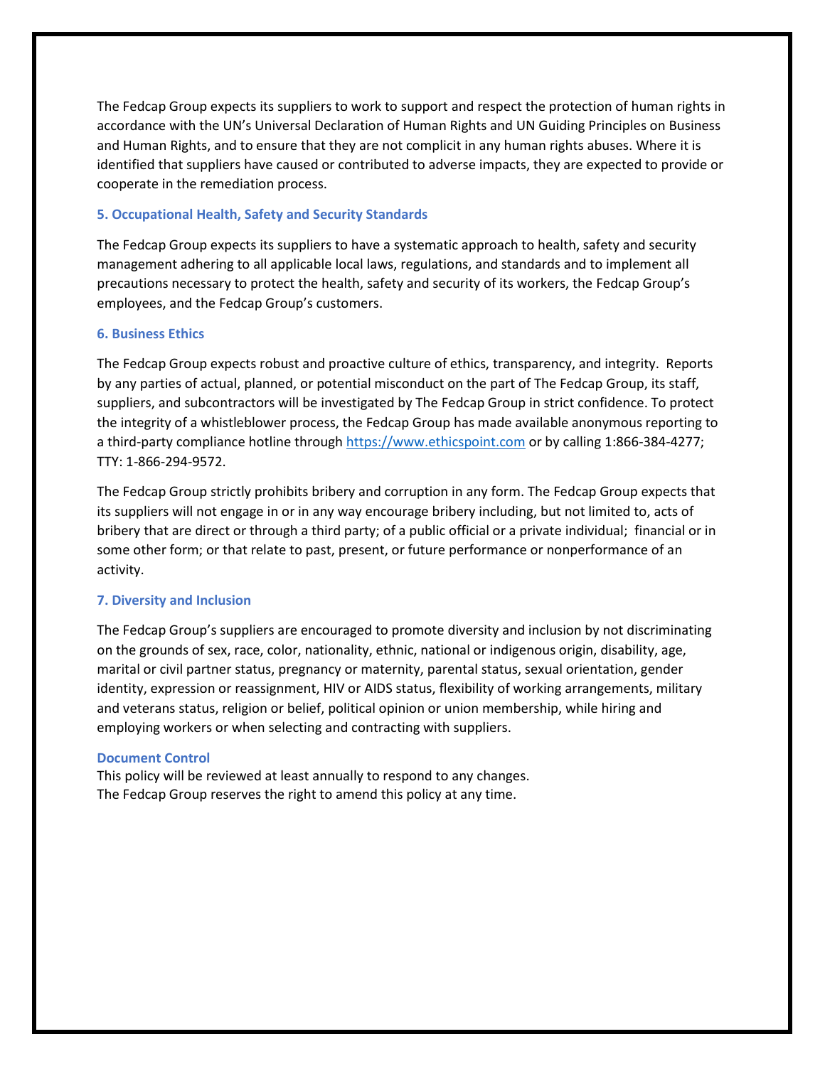The Fedcap Group expects its suppliers to work to support and respect the protection of human rights in accordance with the UN's Universal Declaration of Human Rights and UN Guiding Principles on Business and Human Rights, and to ensure that they are not complicit in any human rights abuses. Where it is identified that suppliers have caused or contributed to adverse impacts, they are expected to provide or cooperate in the remediation process.

### 5. Occupational Health, Safety and Security Standards

The Fedcap Group expects its suppliers to have a systematic approach to health, safety and security management adhering to all applicable local laws, regulations, and standards and to implement all precautions necessary to protect the health, safety and security of its workers, the Fedcap Group's employees, and the Fedcap Group's customers.

### 6. Business Ethics

The Fedcap Group expects robust and proactive culture of ethics, transparency, and integrity. Reports by any parties of actual, planned, or potential misconduct on the part of The Fedcap Group, its staff, suppliers, and subcontractors will be investigated by The Fedcap Group in strict confidence. To protect the integrity of a whistleblower process, the Fedcap Group has made available anonymous reporting to a third-party compliance hotline through [https://www.ethicspoint.com](https://www.ethicspoint.com) or by calling 1:866-384-4277; TTY: 1-866-294-9572.

The Fedcap Group strictly prohibits bribery and corruption in any form. The Fedcap Group expects that its suppliers will not engage in or in any way encourage bribery including, but not limited to, acts of bribery that are direct or through a third party; of a public official or a private individual; financial or in some other form; or that relate to past, present, or future performance or nonperformance of an activity.

### 7. Diversity and Inclusion

The Fedcap Group's suppliers are encouraged to promote diversity and inclusion by not discriminating on the grounds of sex, race, color, nationality, ethnic, national or indigenous origin, disability, age, marital or civil partner status, pregnancy or maternity, parental status, sexual orientation, gender identity, expression or reassignment, HIV or AIDS status, flexibility of working arrangements, military and veterans status, religion or belief, political opinion or union membership, while hiring and employing workers or when selecting and contracting with suppliers.

### Document Control

This policy will be reviewed at least annually to respond to any changes.
The Fedcap Group reserves the right to amend this policy at any time.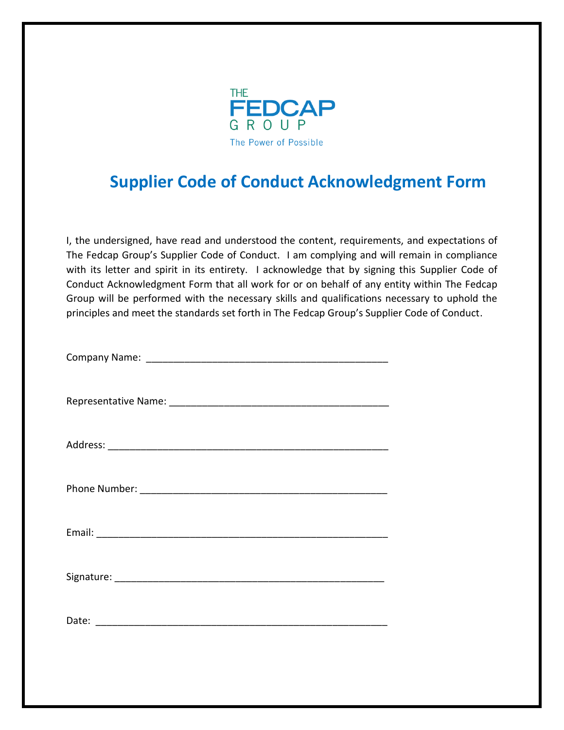THE
FEDCAP
GROUP
The Power of Possible

# Supplier Code of Conduct Acknowledgment Form

I, the undersigned, have read and understood the content, requirements, and expectations of The Fedcap Group's Supplier Code of Conduct. I am complying and will remain in compliance with its letter and spirit in its entirety. I acknowledge that by signing this Supplier Code of Conduct Acknowledgment Form that all work for or on behalf of any entity within The Fedcap Group will be performed with the necessary skills and qualifications necessary to uphold the principles and meet the standards set forth in The Fedcap Group's Supplier Code of Conduct.

Company Name: ____________________________________________

Representative Name: ________________________________________

Address: ___________________________________________________

Phone Number: _____________________________________________

Email: _____________________________________________________

Signature: _________________________________________________

Date: ______________________________________________________